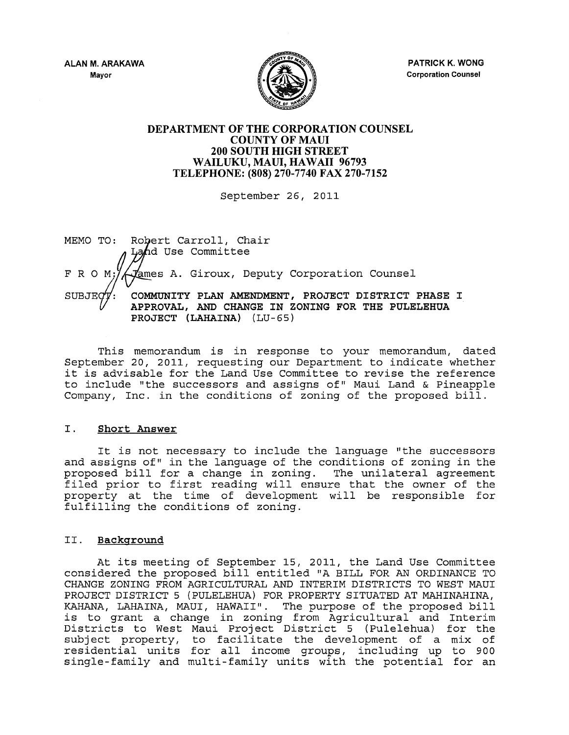ALAN M. ARAKAWA
Mayor

PATRICK K. WONG
Corporation Counsel

**DEPARTMENT OF THE CORPORATION COUNSEL**
**COUNTY OF MAUI**
**200 SOUTH HIGH STREET**
**WAILUKU, MAUI, HAWAII 96793**
**TELEPHONE: (808) 270-7740 FAX 270-7152**

September 26, 2011

MEMO TO: Robert Carroll, Chair
Land Use Committee

F R O M: James A. Giroux, Deputy Corporation Counsel

SUBJECT: **COMMUNITY PLAN AMENDMENT, PROJECT DISTRICT PHASE I APPROVAL, AND CHANGE IN ZONING FOR THE PULELEHUA PROJECT (LAHAINA) (LU-65)**

This memorandum is in response to your memorandum, dated September 20, 2011, requesting our Department to indicate whether it is advisable for the Land Use Committee to revise the reference to include "the successors and assigns of" Maui Land & Pineapple Company, Inc. in the conditions of zoning of the proposed bill.

## I. Short Answer

It is not necessary to include the language "the successors and assigns of" in the language of the conditions of zoning in the proposed bill for a change in zoning. The unilateral agreement filed prior to first reading will ensure that the owner of the property at the time of development will be responsible for fulfilling the conditions of zoning.

## II. Background

At its meeting of September 15, 2011, the Land Use Committee considered the proposed bill entitled "A BILL FOR AN ORDINANCE TO CHANGE ZONING FROM AGRICULTURAL AND INTERIM DISTRICTS TO WEST MAUI PROJECT DISTRICT 5 (PULELEHUA) FOR PROPERTY SITUATED AT MAHINAHINA, KAHANA, LAHAINA, MAUI, HAWAII". The purpose of the proposed bill is to grant a change in zoning from Agricultural and Interim Districts to West Maui Project District 5 (Pulelehua) for the subject property, to facilitate the development of a mix of residential units for all income groups, including up to 900 single-family and multi-family units with the potential for an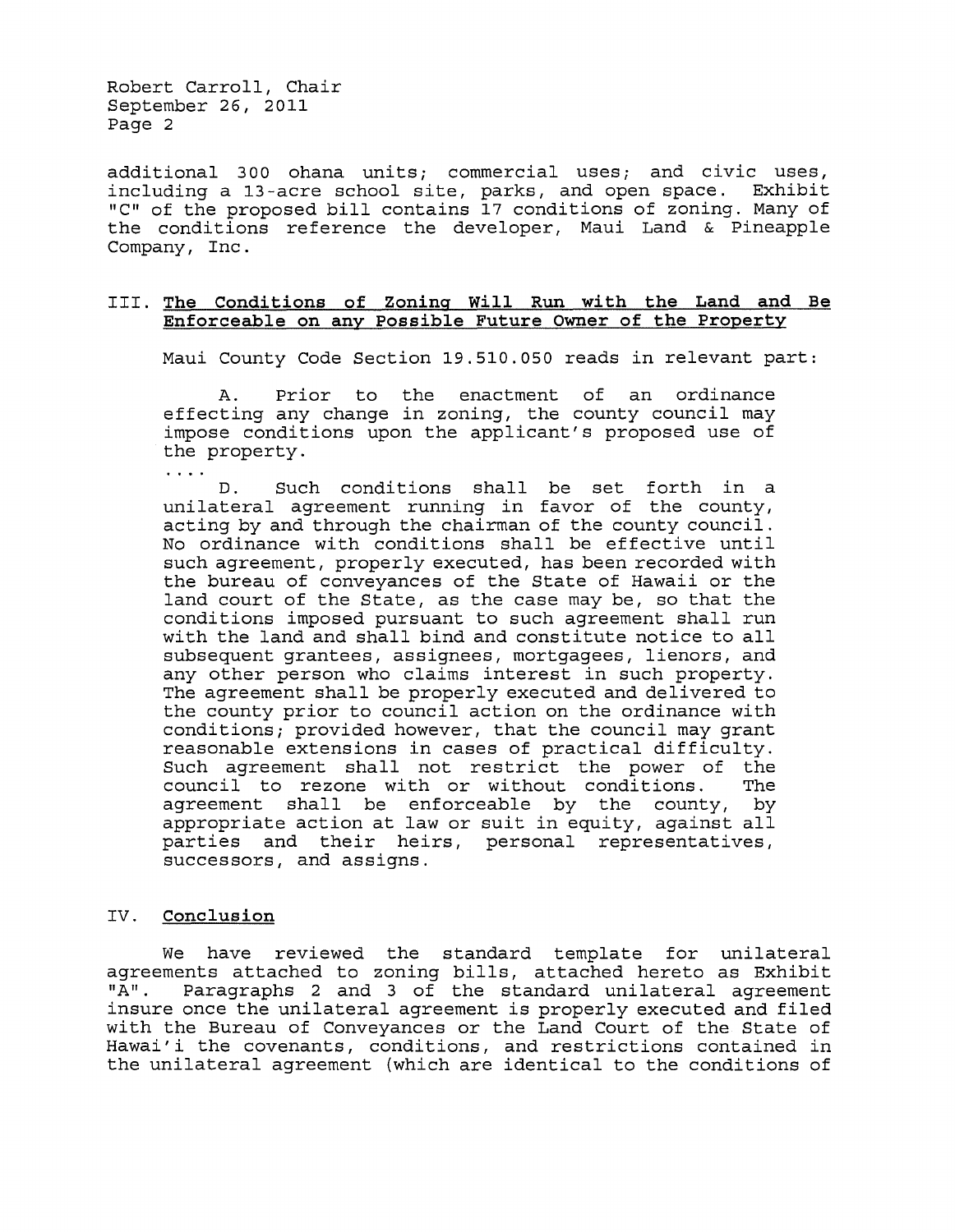additional 300 ohana units; commercial uses; and civic uses, including a 13-acre school site, parks, and open space. Exhibit "C" of the proposed bill contains 17 conditions of zoning. Many of the conditions reference the developer, Maui Land & Pineapple Company, Inc.

## III. <u>The Conditions of Zoning Will Run with the Land and Be Enforceable on any Possible Future Owner of the Property</u>

Maui County Code Section 19.510.050 reads in relevant part:

> A. Prior to the enactment of an ordinance effecting any change in zoning, the county council may impose conditions upon the applicant's proposed use of the property.
>
> ....
>
> D. Such conditions shall be set forth in a unilateral agreement running in favor of the county, acting by and through the chairman of the county council. No ordinance with conditions shall be effective until such agreement, properly executed, has been recorded with the bureau of conveyances of the State of Hawaii or the land court of the State, as the case may be, so that the conditions imposed pursuant to such agreement shall run with the land and shall bind and constitute notice to all subsequent grantees, assignees, mortgagees, lienors, and any other person who claims interest in such property. The agreement shall be properly executed and delivered to the county prior to council action on the ordinance with conditions; provided however, that the council may grant reasonable extensions in cases of practical difficulty. Such agreement shall not restrict the power of the council to rezone with or without conditions. The agreement shall be enforceable by the county, by appropriate action at law or suit in equity, against all parties and their heirs, personal representatives, successors, and assigns.

## IV. <u>Conclusion</u>

We have reviewed the standard template for unilateral agreements attached to zoning bills, attached hereto as Exhibit "A". Paragraphs 2 and 3 of the standard unilateral agreement insure once the unilateral agreement is properly executed and filed with the Bureau of Conveyances or the Land Court of the State of Hawai'i the covenants, conditions, and restrictions contained in the unilateral agreement (which are identical to the conditions of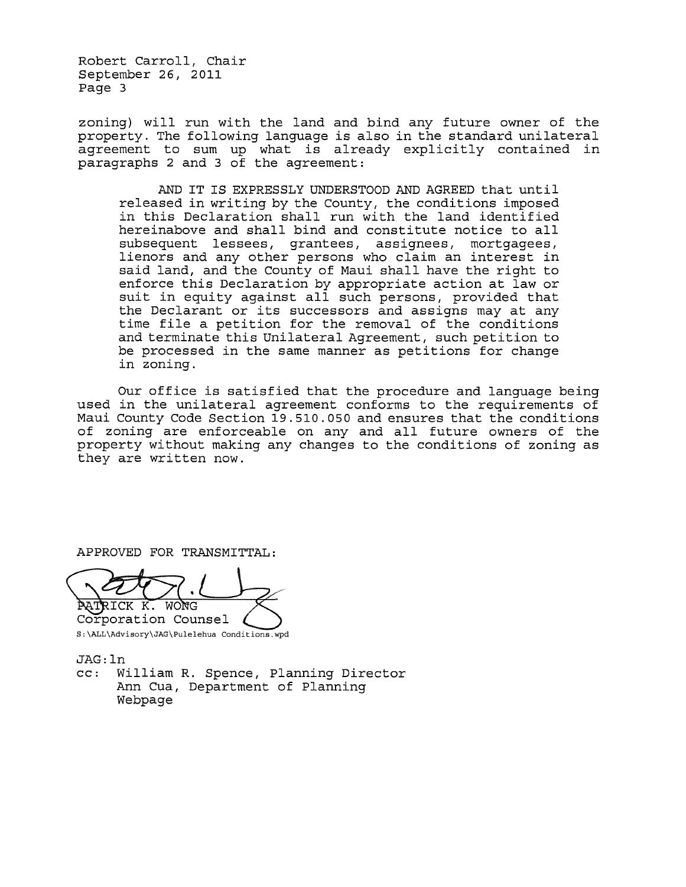zoning) will run with the land and bind any future owner of the property. The following language is also in the standard unilateral agreement to sum up what is already explicitly contained in paragraphs 2 and 3 of the agreement:

> AND IT IS EXPRESSLY UNDERSTOOD AND AGREED that until released in writing by the County, the conditions imposed in this Declaration shall run with the land identified hereinabove and shall bind and constitute notice to all subsequent lessees, grantees, assignees, mortgagees, lienors and any other persons who claim an interest in said land, and the County of Maui shall have the right to enforce this Declaration by appropriate action at law or suit in equity against all such persons, provided that the Declarant or its successors and assigns may at any time file a petition for the removal of the conditions and terminate this Unilateral Agreement, such petition to be processed in the same manner as petitions for change in zoning.

Our office is satisfied that the procedure and language being used in the unilateral agreement conforms to the requirements of Maui County Code Section 19.510.050 and ensures that the conditions of zoning are enforceable on any and all future owners of the property without making any changes to the conditions of zoning as they are written now.

APPROVED FOR TRANSMITTAL:

PATRICK K. WONG
Corporation Counsel

S:\ALL\Advisory\JAG\Pulelehua Conditions.wpd

JAG:ln

cc: William R. Spence, Planning Director
Ann Cua, Department of Planning
Webpage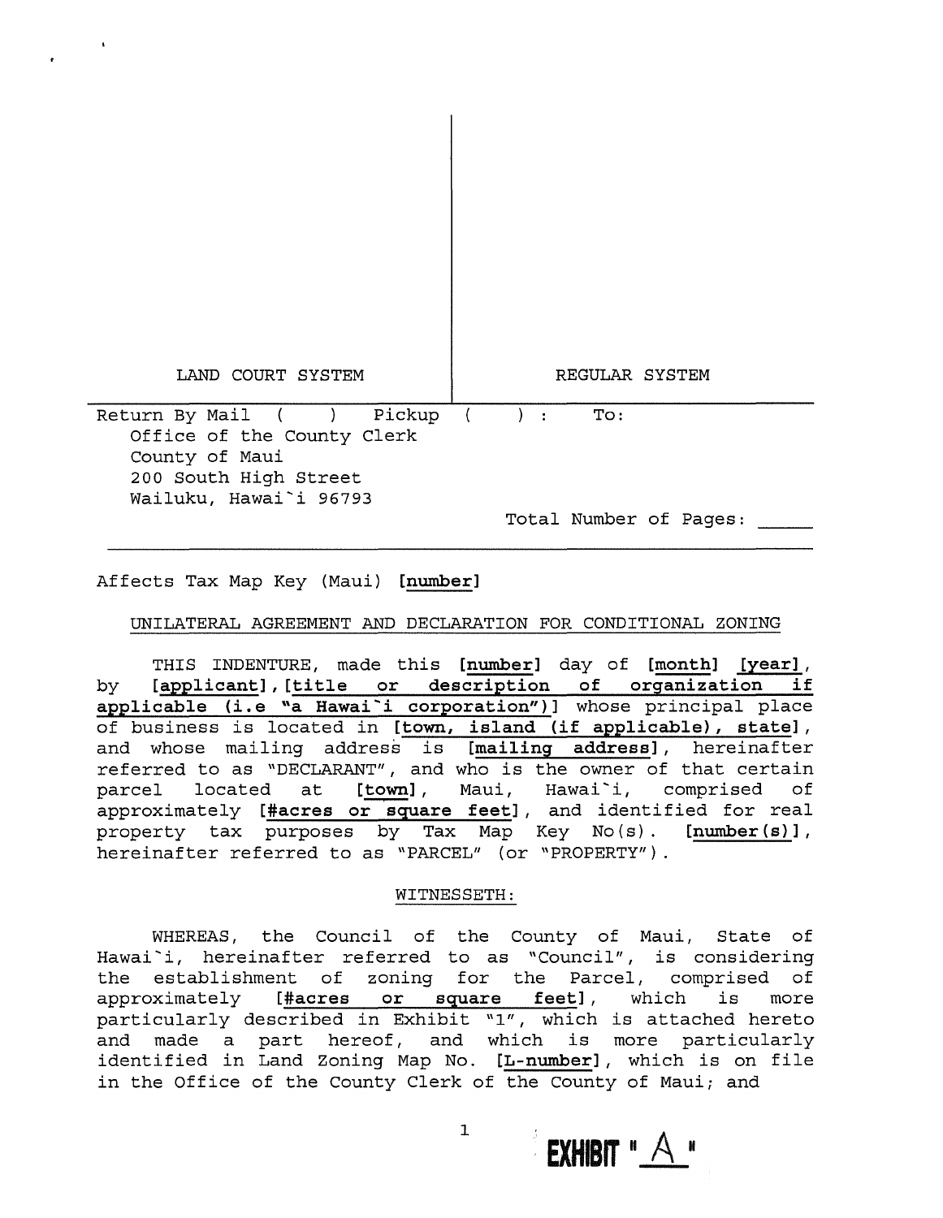| LAND COURT SYSTEM | REGULAR SYSTEM |
|---|---|

Return By Mail ( ) Pickup ( ) : To:

Office of the County Clerk
County of Maui
200 South High Street
Wailuku, Hawai`i 96793

Total Number of Pages: _____

Affects Tax Map Key (Maui) **[number]**

UNILATERAL AGREEMENT AND DECLARATION FOR CONDITIONAL ZONING

THIS INDENTURE, made this **[number]** day of **[month]** **[year]**, by **[applicant]**, **[title or description of organization if applicable (i.e "a Hawai`i corporation")]** whose principal place of business is located in **[town, island (if applicable), state]**, and whose mailing address is **[mailing address]**, hereinafter referred to as "DECLARANT", and who is the owner of that certain parcel located at **[town]**, Maui, Hawai`i, comprised of approximately **[#acres or square feet]**, and identified for real property tax purposes by Tax Map Key No(s). **[number(s)]**, hereinafter referred to as "PARCEL" (or "PROPERTY").

WITNESSETH:

WHEREAS, the Council of the County of Maui, State of Hawai`i, hereinafter referred to as "Council", is considering the establishment of zoning for the Parcel, comprised of approximately **[#acres or square feet]**, which is more particularly described in Exhibit "1", which is attached hereto and made a part hereof, and which is more particularly identified in Land Zoning Map No. **[L-number]**, which is on file in the Office of the County Clerk of the County of Maui; and

EXHIBIT "A"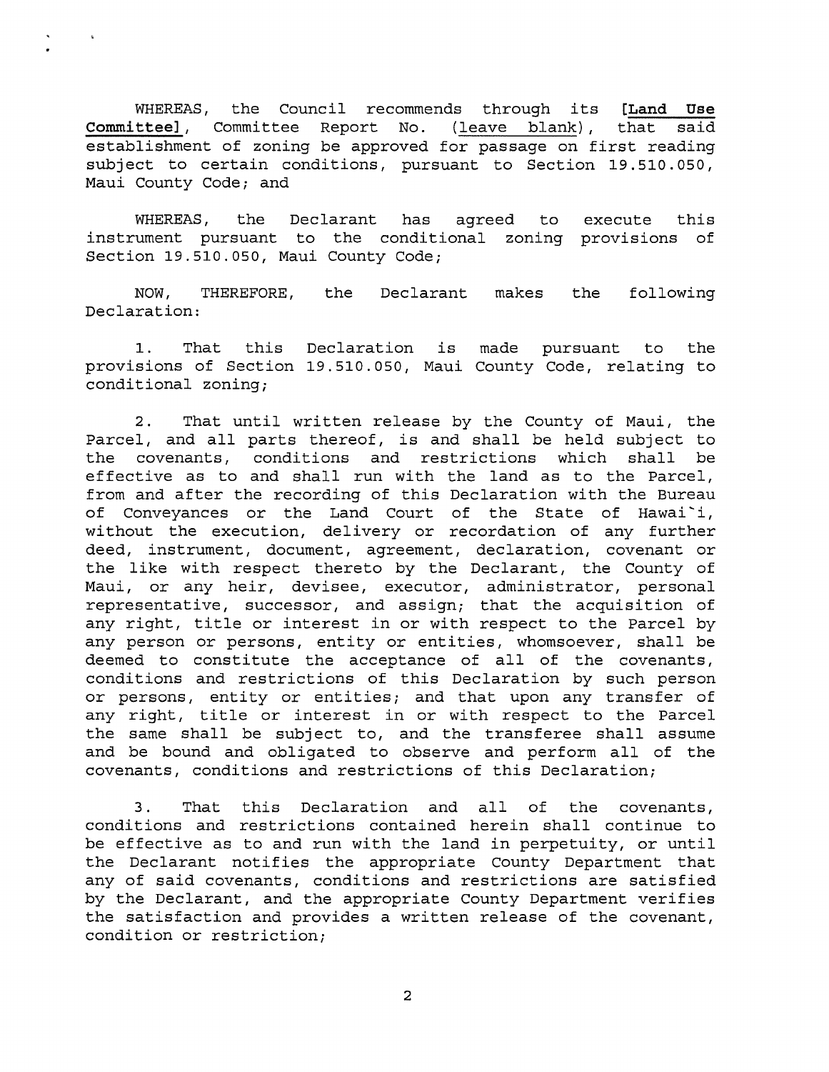WHEREAS, the Council recommends through its **[Land Use Committee]**, Committee Report No. (leave blank), that said establishment of zoning be approved for passage on first reading subject to certain conditions, pursuant to Section 19.510.050, Maui County Code; and

WHEREAS, the Declarant has agreed to execute this instrument pursuant to the conditional zoning provisions of Section 19.510.050, Maui County Code;

NOW, THEREFORE, the Declarant makes the following Declaration:

1. That this Declaration is made pursuant to the provisions of Section 19.510.050, Maui County Code, relating to conditional zoning;

2. That until written release by the County of Maui, the Parcel, and all parts thereof, is and shall be held subject to the covenants, conditions and restrictions which shall be effective as to and shall run with the land as to the Parcel, from and after the recording of this Declaration with the Bureau of Conveyances or the Land Court of the State of Hawai`i, without the execution, delivery or recordation of any further deed, instrument, document, agreement, declaration, covenant or the like with respect thereto by the Declarant, the County of Maui, or any heir, devisee, executor, administrator, personal representative, successor, and assign; that the acquisition of any right, title or interest in or with respect to the Parcel by any person or persons, entity or entities, whomsoever, shall be deemed to constitute the acceptance of all of the covenants, conditions and restrictions of this Declaration by such person or persons, entity or entities; and that upon any transfer of any right, title or interest in or with respect to the Parcel the same shall be subject to, and the transferee shall assume and be bound and obligated to observe and perform all of the covenants, conditions and restrictions of this Declaration;

3. That this Declaration and all of the covenants, conditions and restrictions contained herein shall continue to be effective as to and run with the land in perpetuity, or until the Declarant notifies the appropriate County Department that any of said covenants, conditions and restrictions are satisfied by the Declarant, and the appropriate County Department verifies the satisfaction and provides a written release of the covenant, condition or restriction;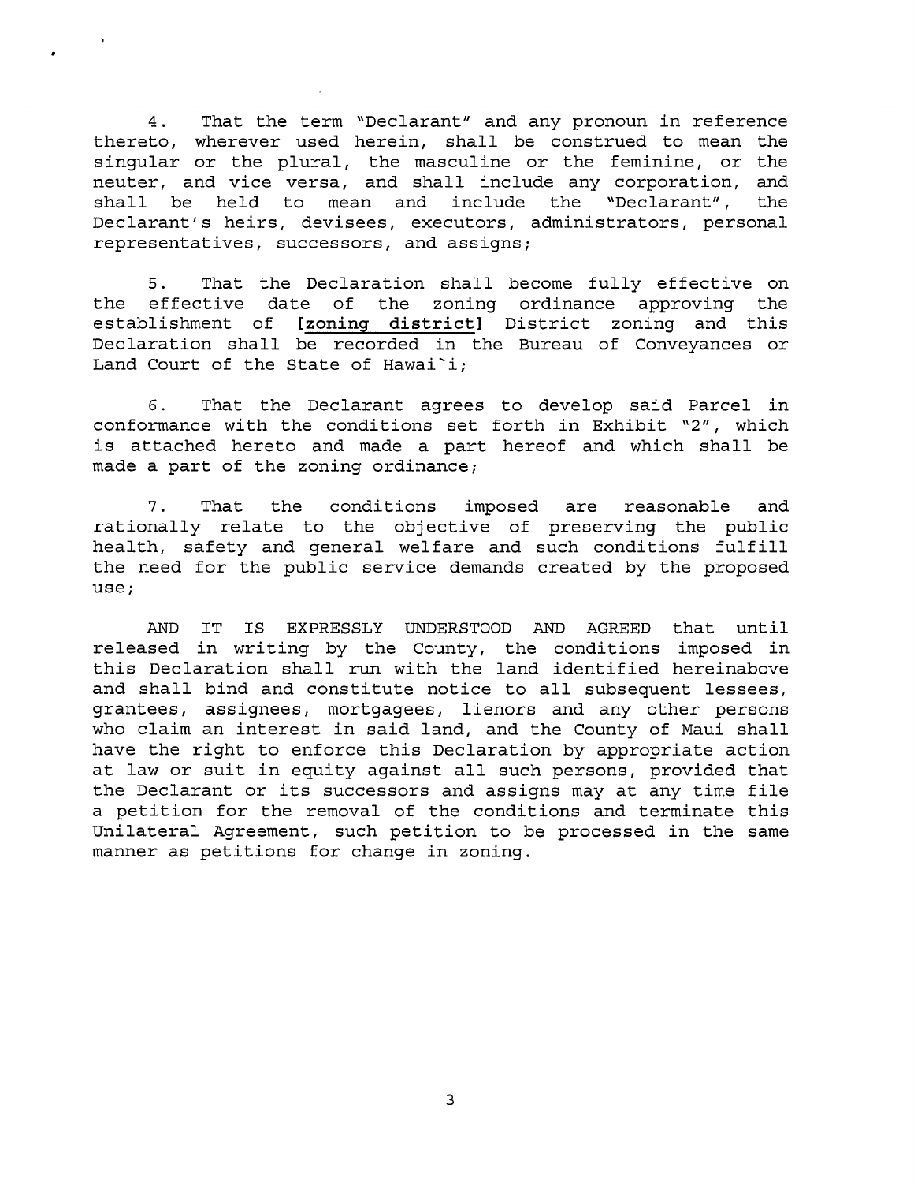4. That the term "Declarant" and any pronoun in reference thereto, wherever used herein, shall be construed to mean the singular or the plural, the masculine or the feminine, or the neuter, and vice versa, and shall include any corporation, and shall be held to mean and include the "Declarant", the Declarant's heirs, devisees, executors, administrators, personal representatives, successors, and assigns;

5. That the Declaration shall become fully effective on the effective date of the zoning ordinance approving the establishment of **[zoning district]** District zoning and this Declaration shall be recorded in the Bureau of Conveyances or Land Court of the State of Hawai`i;

6. That the Declarant agrees to develop said Parcel in conformance with the conditions set forth in Exhibit "2", which is attached hereto and made a part hereof and which shall be made a part of the zoning ordinance;

7. That the conditions imposed are reasonable and rationally relate to the objective of preserving the public health, safety and general welfare and such conditions fulfill the need for the public service demands created by the proposed use;

AND IT IS EXPRESSLY UNDERSTOOD AND AGREED that until released in writing by the County, the conditions imposed in this Declaration shall run with the land identified hereinabove and shall bind and constitute notice to all subsequent lessees, grantees, assignees, mortgagees, lienors and any other persons who claim an interest in said land, and the County of Maui shall have the right to enforce this Declaration by appropriate action at law or suit in equity against all such persons, provided that the Declarant or its successors and assigns may at any time file a petition for the removal of the conditions and terminate this Unilateral Agreement, such petition to be processed in the same manner as petitions for change in zoning.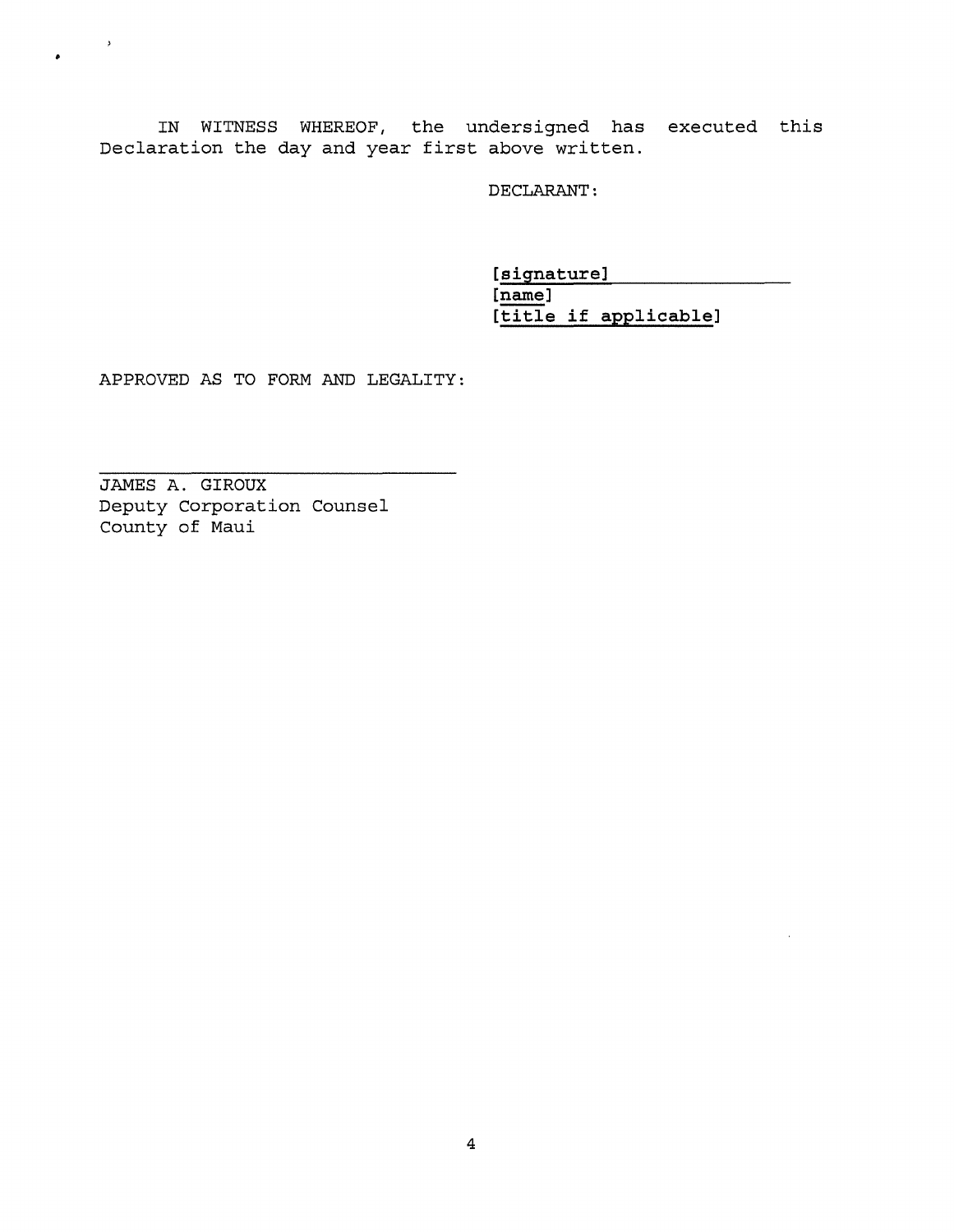IN WITNESS WHEREOF, the undersigned has executed this Declaration the day and year first above written.

DECLARANT:

[signature]\_\_\_\_\_\_\_\_\_\_\_\_\_\_\_\_\_\_\_\_
[name]
[title if applicable]

APPROVED AS TO FORM AND LEGALITY:

\_\_\_\_\_\_\_\_\_\_\_\_\_\_\_\_\_\_\_\_\_\_\_\_\_\_\_\_\_\_\_\_
JAMES A. GIROUX
Deputy Corporation Counsel
County of Maui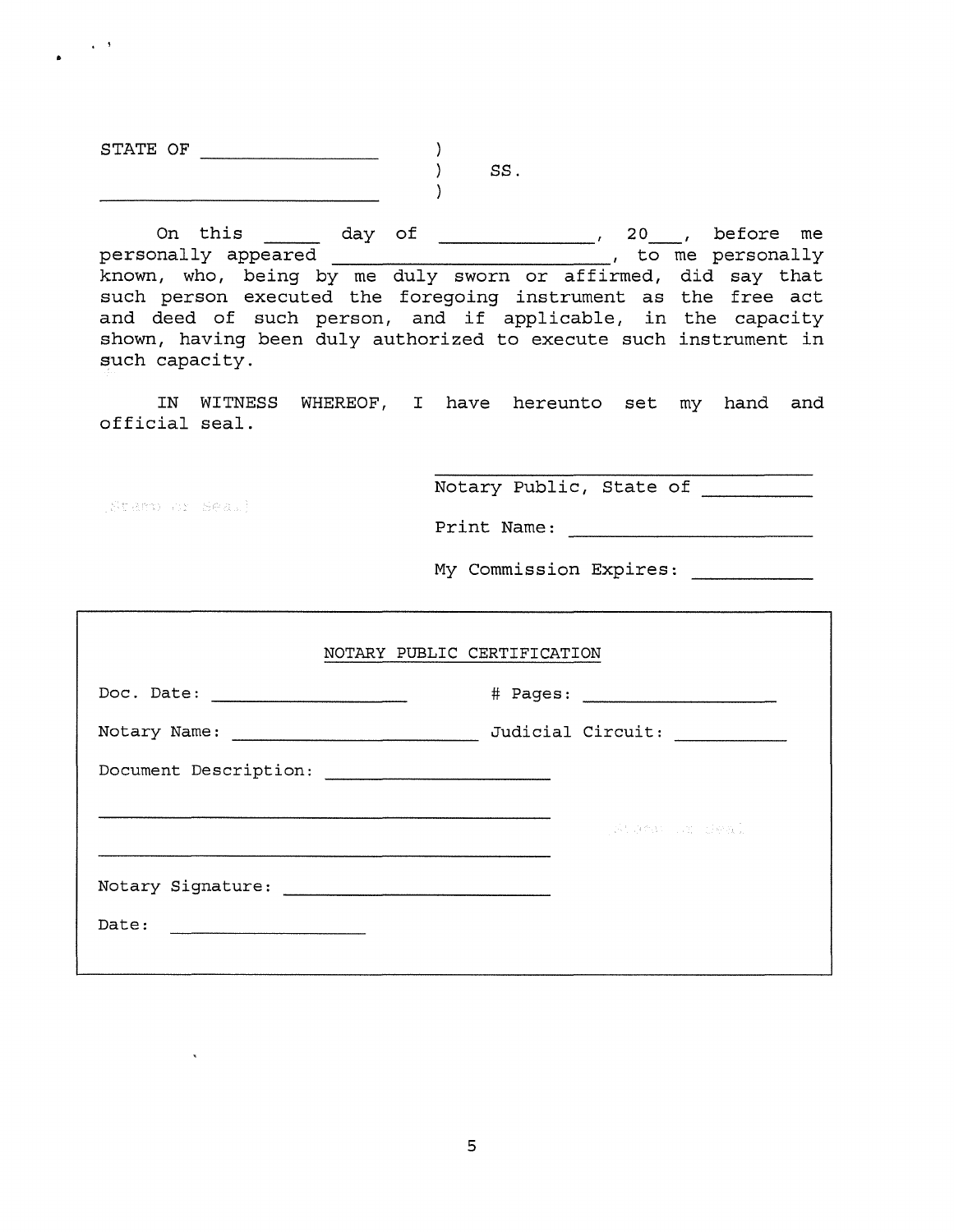STATE OF ________________ )
) SS.
__________________________ )

On this _____ day of ______________, 20___, before me personally appeared __________________________, to me personally known, who, being by me duly sworn or affirmed, did say that such person executed the foregoing instrument as the free act and deed of such person, and if applicable, in the capacity shown, having been duly authorized to execute such instrument in such capacity.

IN WITNESS WHEREOF, I have hereunto set my hand and official seal.

(Stamp or Seal)

___________________________________

Notary Public, State of __________

Print Name: ______________________

My Commission Expires: ___________

NOTARY PUBLIC CERTIFICATION

Doc. Date: ____________________ # Pages: ____________________

Notary Name: _________________________ Judicial Circuit: ___________

Document Description: ______________________

______________________________________________

______________________________________________

(Stamp or Seal)

Notary Signature: _________________________

Date: ___________________